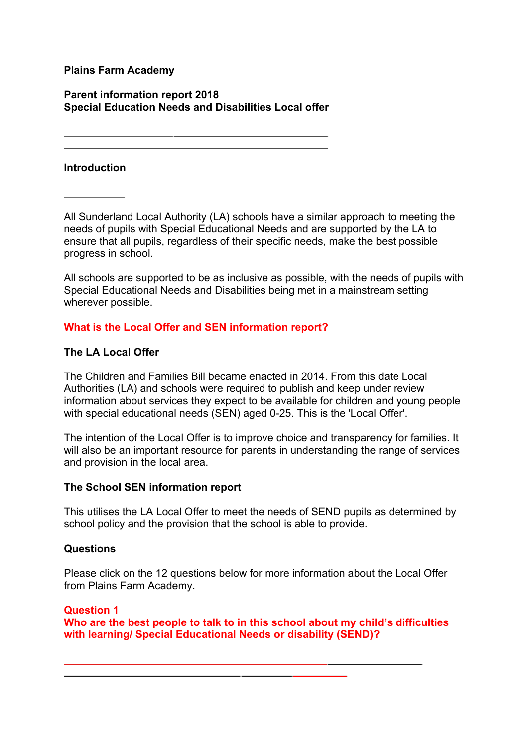**Plains Farm Academy**

**Parent information report 2018**
**Special Education Needs and Disabilities Local offer**

---

## Introduction

All Sunderland Local Authority (LA) schools have a similar approach to meeting the needs of pupils with Special Educational Needs and are supported by the LA to ensure that all pupils, regardless of their specific needs, make the best possible progress in school.

All schools are supported to be as inclusive as possible, with the needs of pupils with Special Educational Needs and Disabilities being met in a mainstream setting wherever possible.

## What is the Local Offer and SEN information report?

### The LA Local Offer

The Children and Families Bill became enacted in 2014. From this date Local Authorities (LA) and schools were required to publish and keep under review information about services they expect to be available for children and young people with special educational needs (SEN) aged 0-25. This is the 'Local Offer'.

The intention of the Local Offer is to improve choice and transparency for families. It will also be an important resource for parents in understanding the range of services and provision in the local area.

### The School SEN information report

This utilises the LA Local Offer to meet the needs of SEND pupils as determined by school policy and the provision that the school is able to provide.

### Questions

Please click on the 12 questions below for more information about the Local Offer from Plains Farm Academy.

## Question 1
## Who are the best people to talk to in this school about my child's difficulties with learning/ Special Educational Needs or disability (SEND)?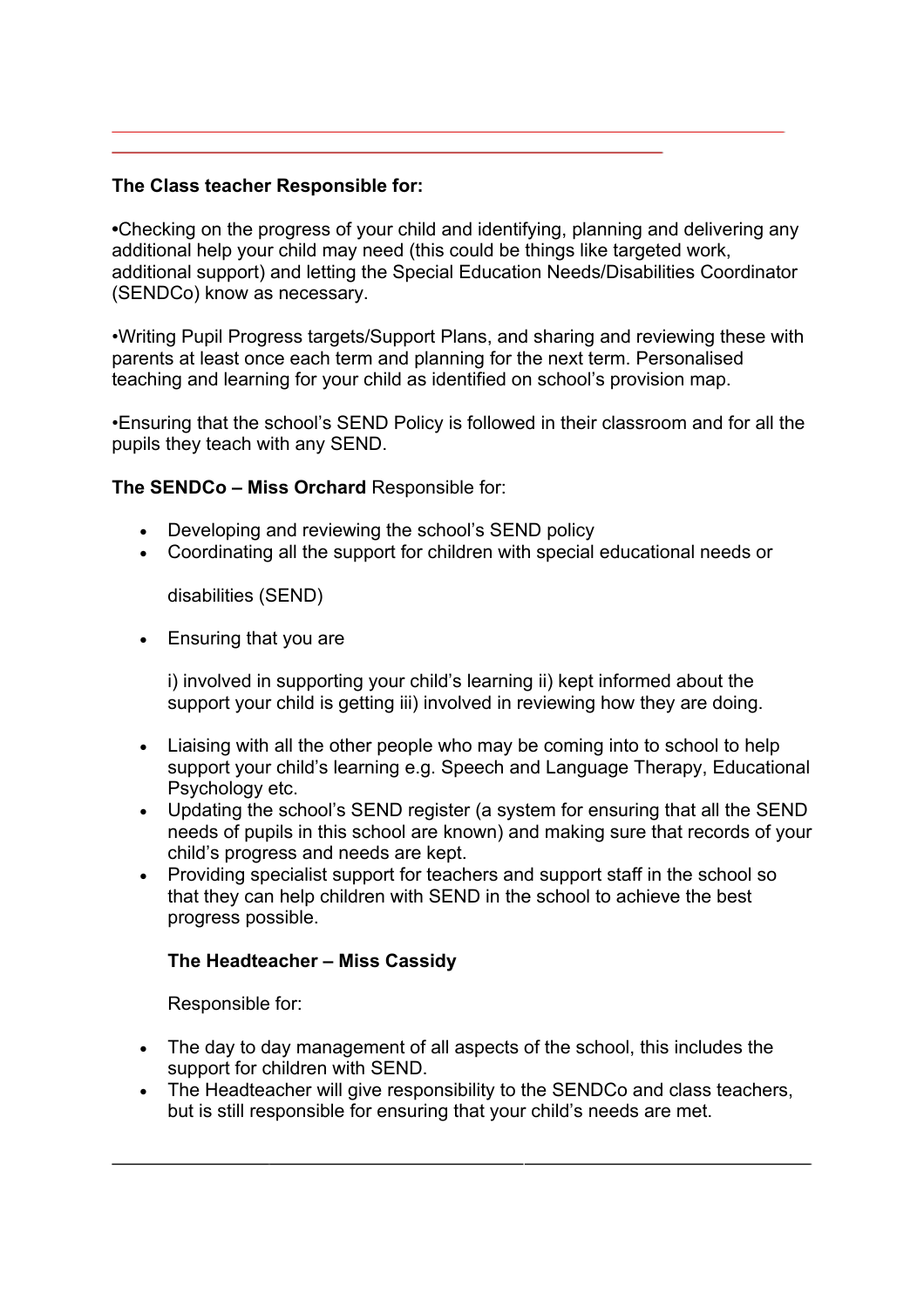**The Class teacher Responsible for:**

•Checking on the progress of your child and identifying, planning and delivering any additional help your child may need (this could be things like targeted work, additional support) and letting the Special Education Needs/Disabilities Coordinator (SENDCo) know as necessary.

•Writing Pupil Progress targets/Support Plans, and sharing and reviewing these with parents at least once each term and planning for the next term. Personalised teaching and learning for your child as identified on school's provision map.

•Ensuring that the school's SEND Policy is followed in their classroom and for all the pupils they teach with any SEND.

**The SENDCo – Miss Orchard** Responsible for:

- Developing and reviewing the school's SEND policy
- Coordinating all the support for children with special educational needs or

  disabilities (SEND)

- Ensuring that you are

  i) involved in supporting your child's learning ii) kept informed about the support your child is getting iii) involved in reviewing how they are doing.

- Liaising with all the other people who may be coming into to school to help support your child's learning e.g. Speech and Language Therapy, Educational Psychology etc.
- Updating the school's SEND register (a system for ensuring that all the SEND needs of pupils in this school are known) and making sure that records of your child's progress and needs are kept.
- Providing specialist support for teachers and support staff in the school so that they can help children with SEND in the school to achieve the best progress possible.

**The Headteacher – Miss Cassidy**

Responsible for:

- The day to day management of all aspects of the school, this includes the support for children with SEND.
- The Headteacher will give responsibility to the SENDCo and class teachers, but is still responsible for ensuring that your child's needs are met.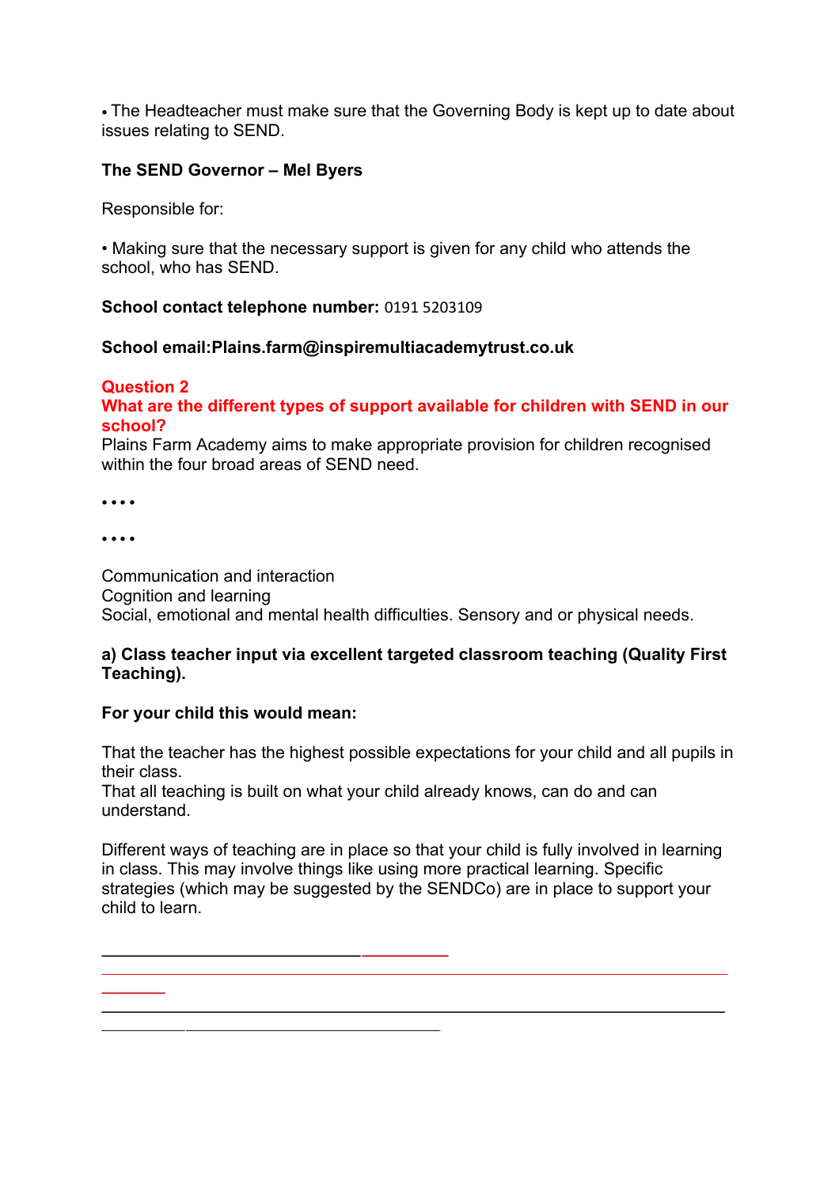- The Headteacher must make sure that the Governing Body is kept up to date about issues relating to SEND.

**The SEND Governor – Mel Byers**

Responsible for:

- Making sure that the necessary support is given for any child who attends the school, who has SEND.

**School contact telephone number:** 0191 5203109

**School email:Plains.farm@inspiremultiacademytrust.co.uk**

**Question 2**
**What are the different types of support available for children with SEND in our school?**
Plains Farm Academy aims to make appropriate provision for children recognised within the four broad areas of SEND need.

• • • •

• • • •

Communication and interaction
Cognition and learning
Social, emotional and mental health difficulties. Sensory and or physical needs.

**a) Class teacher input via excellent targeted classroom teaching (Quality First Teaching).**

**For your child this would mean:**

That the teacher has the highest possible expectations for your child and all pupils in their class.
That all teaching is built on what your child already knows, can do and can understand.

Different ways of teaching are in place so that your child is fully involved in learning in class. This may involve things like using more practical learning. Specific strategies (which may be suggested by the SENDCo) are in place to support your child to learn.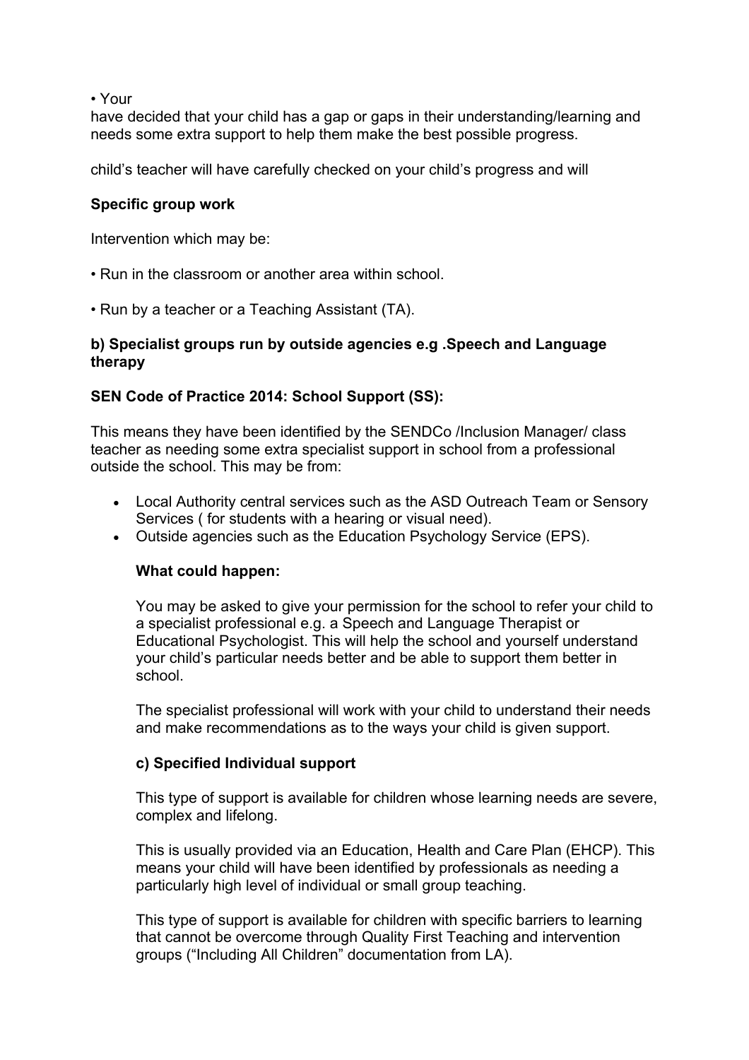• Your

have decided that your child has a gap or gaps in their understanding/learning and needs some extra support to help them make the best possible progress.

child's teacher will have carefully checked on your child's progress and will

**Specific group work**

Intervention which may be:

• Run in the classroom or another area within school.

• Run by a teacher or a Teaching Assistant (TA).

**b) Specialist groups run by outside agencies e.g .Speech and Language therapy**

**SEN Code of Practice 2014: School Support (SS):**

This means they have been identified by the SENDCo /Inclusion Manager/ class teacher as needing some extra specialist support in school from a professional outside the school. This may be from:

- Local Authority central services such as the ASD Outreach Team or Sensory Services ( for students with a hearing or visual need).
- Outside agencies such as the Education Psychology Service (EPS).

**What could happen:**

You may be asked to give your permission for the school to refer your child to a specialist professional e.g. a Speech and Language Therapist or Educational Psychologist. This will help the school and yourself understand your child's particular needs better and be able to support them better in school.

The specialist professional will work with your child to understand their needs and make recommendations as to the ways your child is given support.

**c) Specified Individual support**

This type of support is available for children whose learning needs are severe, complex and lifelong.

This is usually provided via an Education, Health and Care Plan (EHCP). This means your child will have been identified by professionals as needing a particularly high level of individual or small group teaching.

This type of support is available for children with specific barriers to learning that cannot be overcome through Quality First Teaching and intervention groups ("Including All Children" documentation from LA).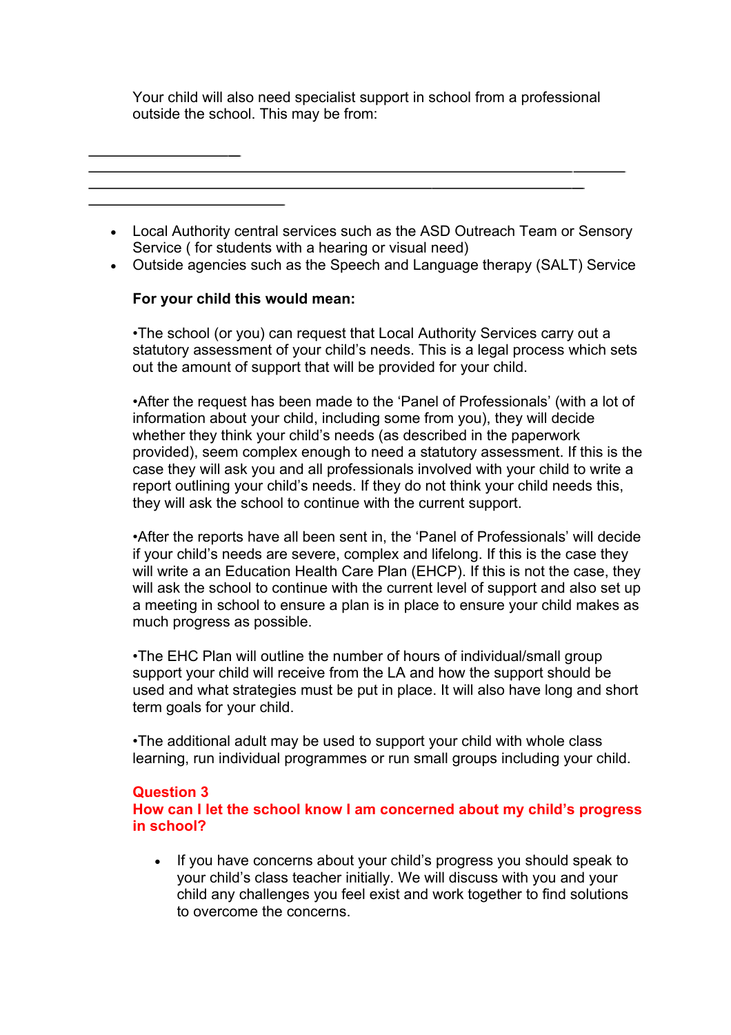Your child will also need specialist support in school from a professional outside the school. This may be from:

- Local Authority central services such as the ASD Outreach Team or Sensory Service ( for students with a hearing or visual need)
- Outside agencies such as the Speech and Language therapy (SALT) Service

**For your child this would mean:**

•The school (or you) can request that Local Authority Services carry out a statutory assessment of your child's needs. This is a legal process which sets out the amount of support that will be provided for your child.

•After the request has been made to the 'Panel of Professionals' (with a lot of information about your child, including some from you), they will decide whether they think your child's needs (as described in the paperwork provided), seem complex enough to need a statutory assessment. If this is the case they will ask you and all professionals involved with your child to write a report outlining your child's needs. If they do not think your child needs this, they will ask the school to continue with the current support.

•After the reports have all been sent in, the 'Panel of Professionals' will decide if your child's needs are severe, complex and lifelong. If this is the case they will write a an Education Health Care Plan (EHCP). If this is not the case, they will ask the school to continue with the current level of support and also set up a meeting in school to ensure a plan is in place to ensure your child makes as much progress as possible.

•The EHC Plan will outline the number of hours of individual/small group support your child will receive from the LA and how the support should be used and what strategies must be put in place. It will also have long and short term goals for your child.

•The additional adult may be used to support your child with whole class learning, run individual programmes or run small groups including your child.

## Question 3
## How can I let the school know I am concerned about my child's progress in school?

- If you have concerns about your child's progress you should speak to your child's class teacher initially. We will discuss with you and your child any challenges you feel exist and work together to find solutions to overcome the concerns.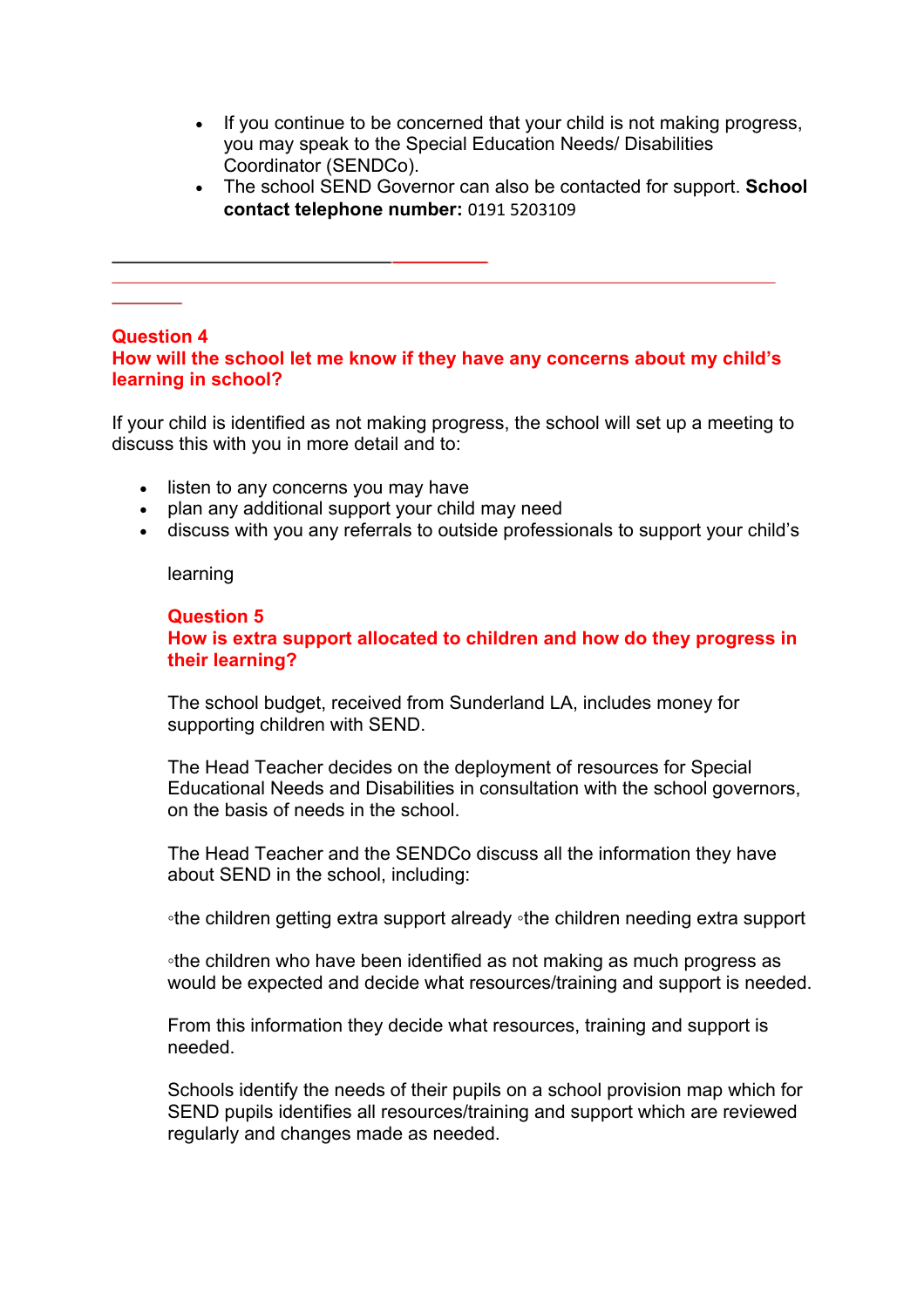- If you continue to be concerned that your child is not making progress, you may speak to the Special Education Needs/ Disabilities Coordinator (SENDCo).
- The school SEND Governor can also be contacted for support. **School contact telephone number:** 0191 5203109

---

## Question 4
## How will the school let me know if they have any concerns about my child's learning in school?

If your child is identified as not making progress, the school will set up a meeting to discuss this with you in more detail and to:

- listen to any concerns you may have
- plan any additional support your child may need
- discuss with you any referrals to outside professionals to support your child's

  learning

## Question 5
## How is extra support allocated to children and how do they progress in their learning?

The school budget, received from Sunderland LA, includes money for supporting children with SEND.

The Head Teacher decides on the deployment of resources for Special Educational Needs and Disabilities in consultation with the school governors, on the basis of needs in the school.

The Head Teacher and the SENDCo discuss all the information they have about SEND in the school, including:

◦the children getting extra support already ◦the children needing extra support

◦the children who have been identified as not making as much progress as would be expected and decide what resources/training and support is needed.

From this information they decide what resources, training and support is needed.

Schools identify the needs of their pupils on a school provision map which for SEND pupils identifies all resources/training and support which are reviewed regularly and changes made as needed.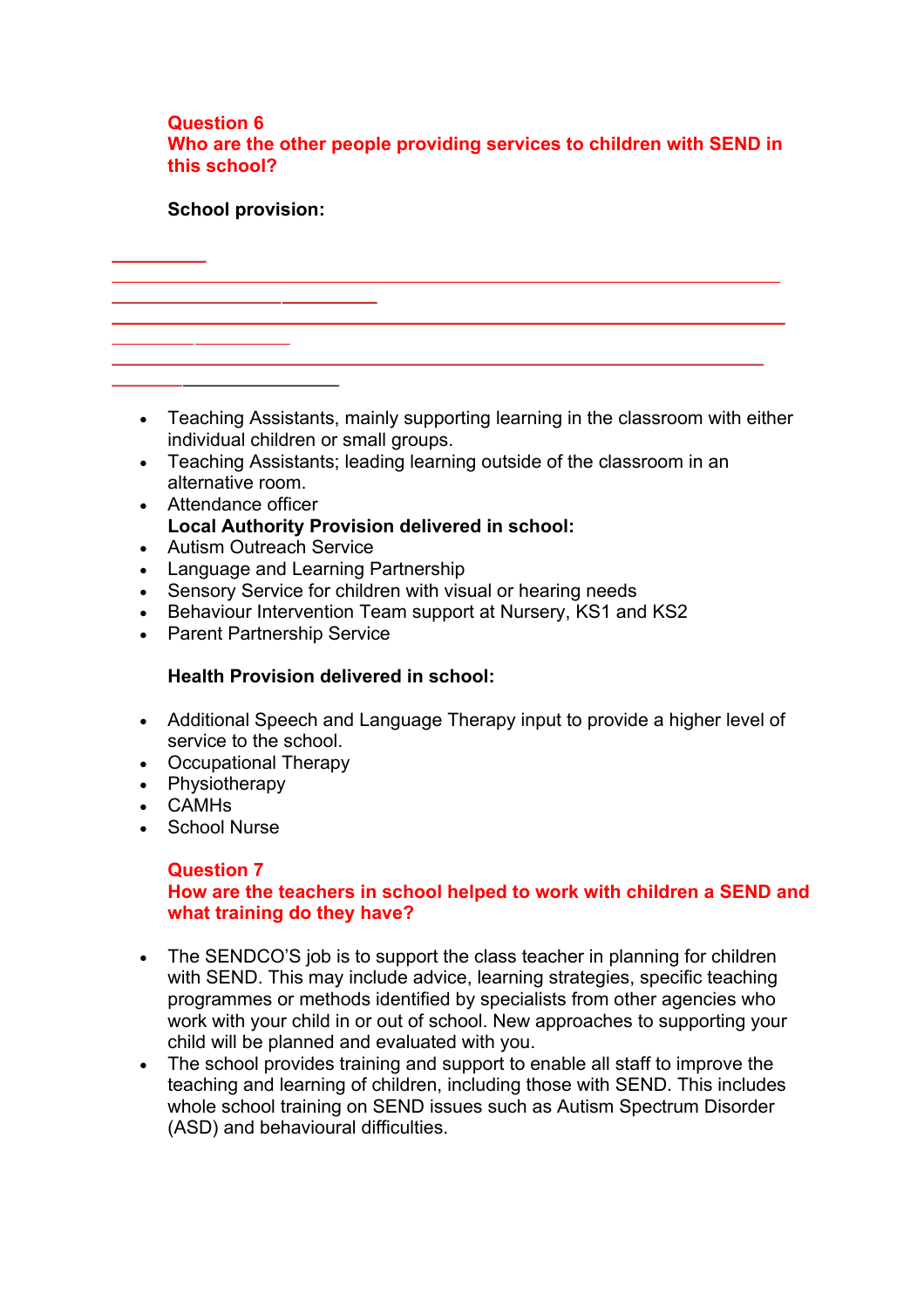## Question 6
## Who are the other people providing services to children with SEND in this school?

**School provision:**

- Teaching Assistants, mainly supporting learning in the classroom with either individual children or small groups.
- Teaching Assistants; leading learning outside of the classroom in an alternative room.
- Attendance officer

**Local Authority Provision delivered in school:**

- Autism Outreach Service
- Language and Learning Partnership
- Sensory Service for children with visual or hearing needs
- Behaviour Intervention Team support at Nursery, KS1 and KS2
- Parent Partnership Service

**Health Provision delivered in school:**

- Additional Speech and Language Therapy input to provide a higher level of service to the school.
- Occupational Therapy
- Physiotherapy
- CAMHs
- School Nurse

## Question 7
## How are the teachers in school helped to work with children a SEND and what training do they have?

- The SENDCO'S job is to support the class teacher in planning for children with SEND. This may include advice, learning strategies, specific teaching programmes or methods identified by specialists from other agencies who work with your child in or out of school. New approaches to supporting your child will be planned and evaluated with you.
- The school provides training and support to enable all staff to improve the teaching and learning of children, including those with SEND. This includes whole school training on SEND issues such as Autism Spectrum Disorder (ASD) and behavioural difficulties.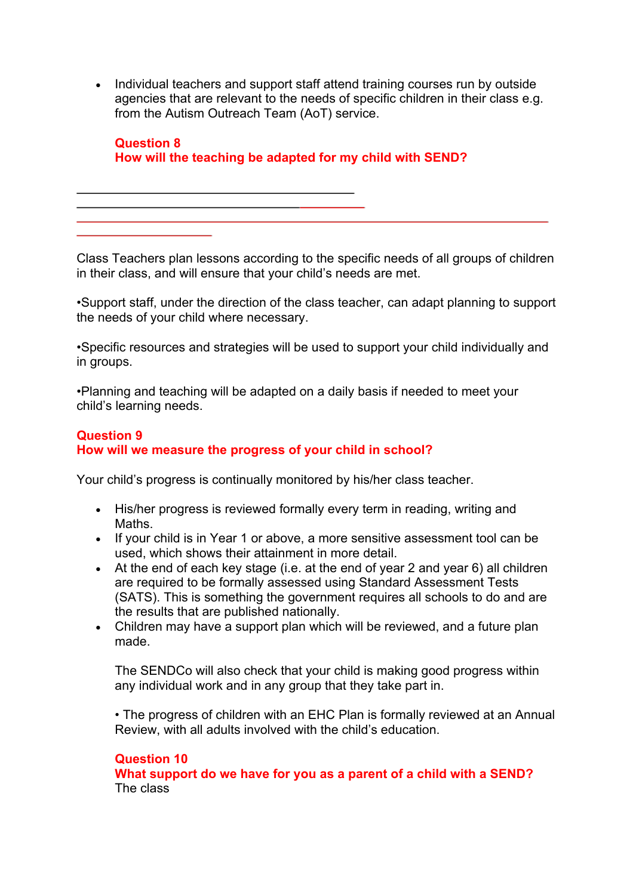- Individual teachers and support staff attend training courses run by outside agencies that are relevant to the needs of specific children in their class e.g. from the Autism Outreach Team (AoT) service.

**Question 8**
**How will the teaching be adapted for my child with SEND?**

Class Teachers plan lessons according to the specific needs of all groups of children in their class, and will ensure that your child's needs are met.

•Support staff, under the direction of the class teacher, can adapt planning to support the needs of your child where necessary.

•Specific resources and strategies will be used to support your child individually and in groups.

•Planning and teaching will be adapted on a daily basis if needed to meet your child's learning needs.

**Question 9**
**How will we measure the progress of your child in school?**

Your child's progress is continually monitored by his/her class teacher.

- His/her progress is reviewed formally every term in reading, writing and Maths.
- If your child is in Year 1 or above, a more sensitive assessment tool can be used, which shows their attainment in more detail.
- At the end of each key stage (i.e. at the end of year 2 and year 6) all children are required to be formally assessed using Standard Assessment Tests (SATS). This is something the government requires all schools to do and are the results that are published nationally.
- Children may have a support plan which will be reviewed, and a future plan made.

The SENDCo will also check that your child is making good progress within any individual work and in any group that they take part in.

• The progress of children with an EHC Plan is formally reviewed at an Annual Review, with all adults involved with the child's education.

**Question 10**
**What support do we have for you as a parent of a child with a SEND?**
The class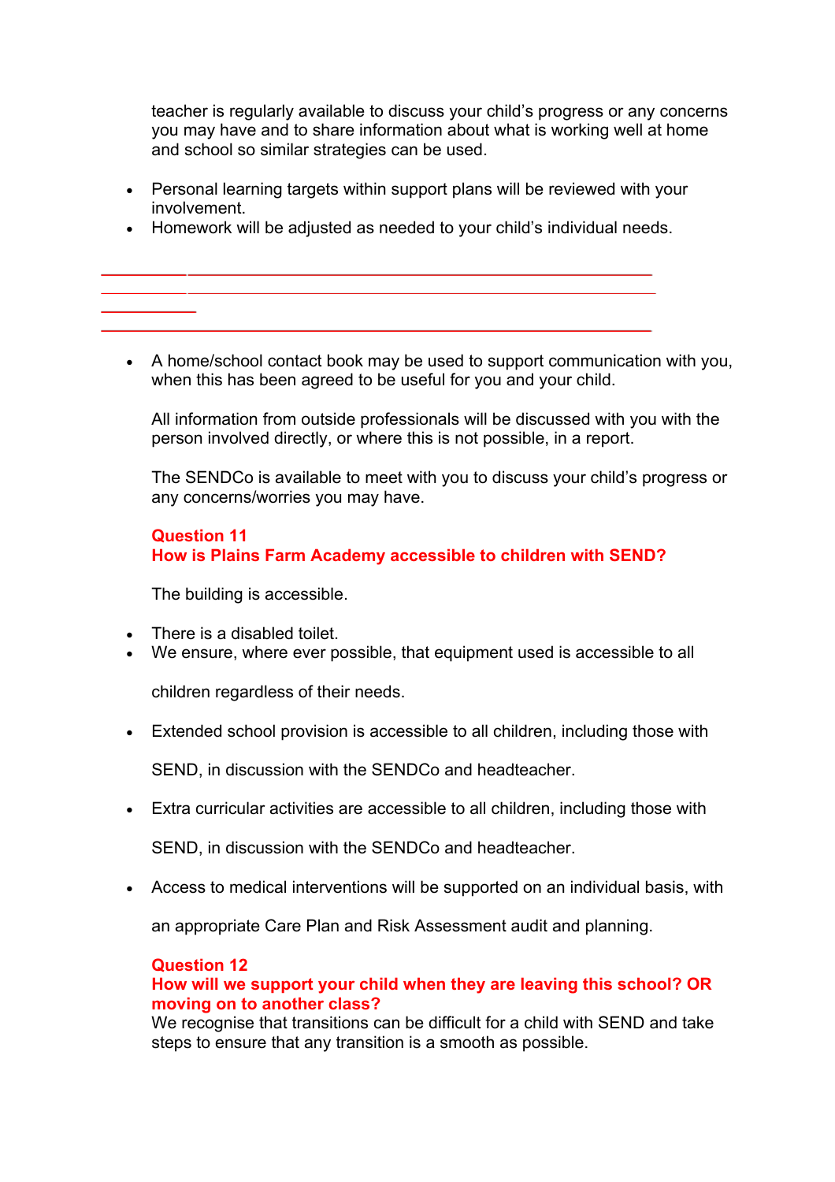teacher is regularly available to discuss your child's progress or any concerns you may have and to share information about what is working well at home and school so similar strategies can be used.

- Personal learning targets within support plans will be reviewed with your involvement.
- Homework will be adjusted as needed to your child's individual needs.

- A home/school contact book may be used to support communication with you, when this has been agreed to be useful for you and your child.

All information from outside professionals will be discussed with you with the person involved directly, or where this is not possible, in a report.

The SENDCo is available to meet with you to discuss your child's progress or any concerns/worries you may have.

**Question 11**
**How is Plains Farm Academy accessible to children with SEND?**

The building is accessible.

- There is a disabled toilet.
- We ensure, where ever possible, that equipment used is accessible to all children regardless of their needs.
- Extended school provision is accessible to all children, including those with SEND, in discussion with the SENDCo and headteacher.
- Extra curricular activities are accessible to all children, including those with SEND, in discussion with the SENDCo and headteacher.
- Access to medical interventions will be supported on an individual basis, with an appropriate Care Plan and Risk Assessment audit and planning.

**Question 12**
**How will we support your child when they are leaving this school? OR moving on to another class?**
We recognise that transitions can be difficult for a child with SEND and take steps to ensure that any transition is a smooth as possible.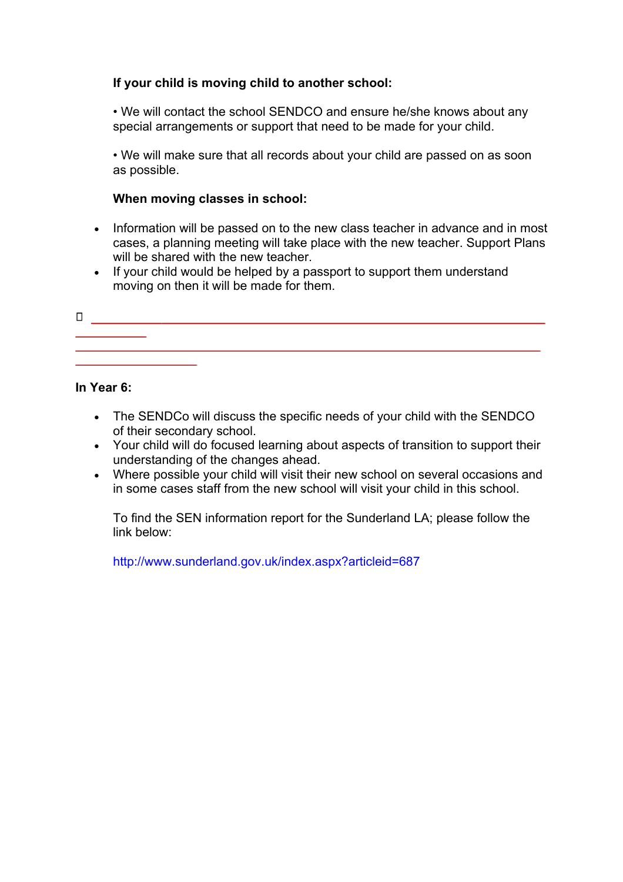**If your child is moving child to another school:**

• We will contact the school SENDCO and ensure he/she knows about any special arrangements or support that need to be made for your child.

• We will make sure that all records about your child are passed on as soon as possible.

**When moving classes in school:**

- Information will be passed on to the new class teacher in advance and in most cases, a planning meeting will take place with the new teacher. Support Plans will be shared with the new teacher.
- If your child would be helped by a passport to support them understand moving on then it will be made for them.

**In Year 6:**

- The SENDCo will discuss the specific needs of your child with the SENDCO of their secondary school.
- Your child will do focused learning about aspects of transition to support their understanding of the changes ahead.
- Where possible your child will visit their new school on several occasions and in some cases staff from the new school will visit your child in this school.

To find the SEN information report for the Sunderland LA; please follow the link below:

http://www.sunderland.gov.uk/index.aspx?articleid=687